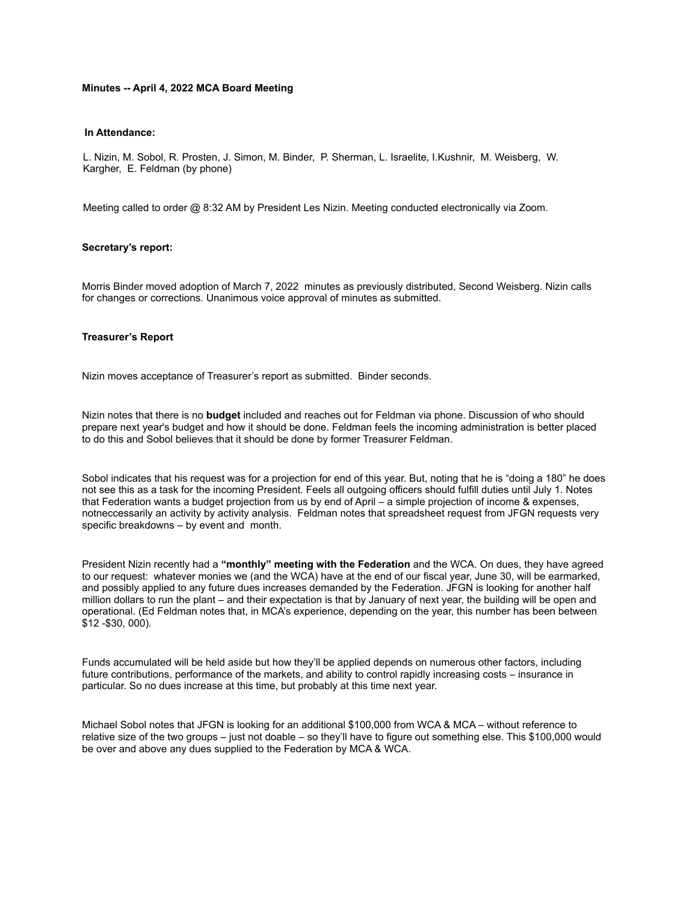**Minutes -- April 4, 2022 MCA Board Meeting**

**In Attendance:**

L. Nizin, M. Sobol, R. Prosten, J. Simon, M. Binder, P. Sherman, L. Israelite, I.Kushnir, M. Weisberg, W. Kargher, E. Feldman (by phone)

Meeting called to order @ 8:32 AM by President Les Nizin. Meeting conducted electronically via Zoom.

**Secretary's report:**

Morris Binder moved adoption of March 7, 2022 minutes as previously distributed, Second Weisberg. Nizin calls for changes or corrections. Unanimous voice approval of minutes as submitted.

**Treasurer's Report**

Nizin moves acceptance of Treasurer's report as submitted. Binder seconds.

Nizin notes that there is no **budget** included and reaches out for Feldman via phone. Discussion of who should prepare next year's budget and how it should be done. Feldman feels the incoming administration is better placed to do this and Sobol believes that it should be done by former Treasurer Feldman.

Sobol indicates that his request was for a projection for end of this year. But, noting that he is "doing a 180" he does not see this as a task for the incoming President. Feels all outgoing officers should fulfill duties until July 1. Notes that Federation wants a budget projection from us by end of April – a simple projection of income & expenses, notneccessarily an activity by activity analysis. Feldman notes that spreadsheet request from JFGN requests very specific breakdowns – by event and month.

President Nizin recently had a **"monthly" meeting with the Federation** and the WCA. On dues, they have agreed to our request: whatever monies we (and the WCA) have at the end of our fiscal year, June 30, will be earmarked, and possibly applied to any future dues increases demanded by the Federation. JFGN is looking for another half million dollars to run the plant – and their expectation is that by January of next year, the building will be open and operational. (Ed Feldman notes that, in MCA's experience, depending on the year, this number has been between $12 -$30, 000).

Funds accumulated will be held aside but how they'll be applied depends on numerous other factors, including future contributions, performance of the markets, and ability to control rapidly increasing costs – insurance in particular. So no dues increase at this time, but probably at this time next year.

Michael Sobol notes that JFGN is looking for an additional $100,000 from WCA & MCA – without reference to relative size of the two groups – just not doable – so they'll have to figure out something else. This $100,000 would be over and above any dues supplied to the Federation by MCA & WCA.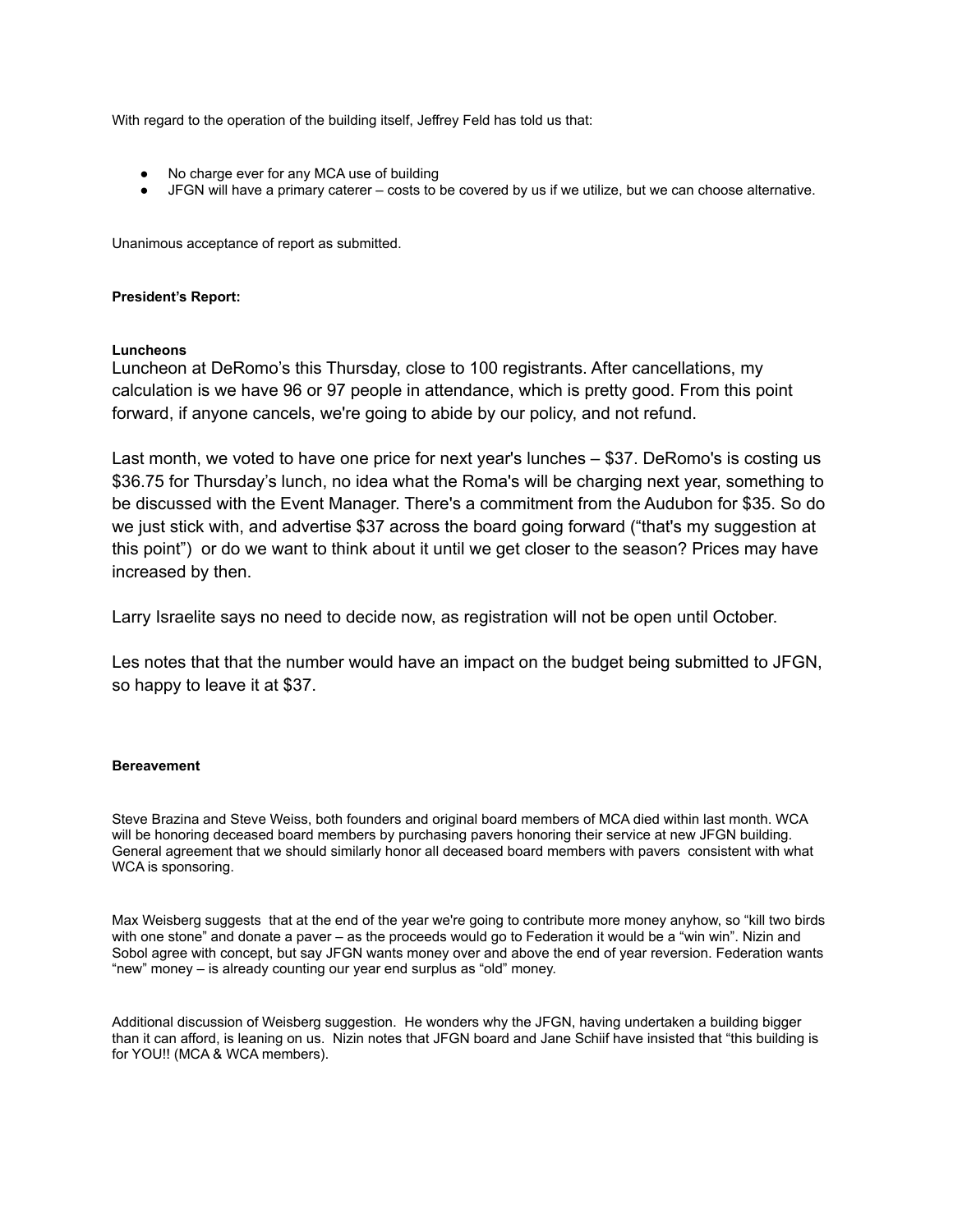With regard to the operation of the building itself, Jeffrey Feld has told us that:

- No charge ever for any MCA use of building
- JFGN will have a primary caterer – costs to be covered by us if we utilize, but we can choose alternative.

Unanimous acceptance of report as submitted.

**President's Report:**

**Luncheons**

Luncheon at DeRomo's this Thursday, close to 100 registrants. After cancellations, my calculation is we have 96 or 97 people in attendance, which is pretty good. From this point forward, if anyone cancels, we're going to abide by our policy, and not refund.

Last month, we voted to have one price for next year's lunches – $37. DeRomo's is costing us $36.75 for Thursday's lunch, no idea what the Roma's will be charging next year, something to be discussed with the Event Manager. There's a commitment from the Audubon for $35. So do we just stick with, and advertise $37 across the board going forward ("that's my suggestion at this point") or do we want to think about it until we get closer to the season? Prices may have increased by then.

Larry Israelite says no need to decide now, as registration will not be open until October.

Les notes that that the number would have an impact on the budget being submitted to JFGN, so happy to leave it at $37.

**Bereavement**

Steve Brazina and Steve Weiss, both founders and original board members of MCA died within last month. WCA will be honoring deceased board members by purchasing pavers honoring their service at new JFGN building. General agreement that we should similarly honor all deceased board members with pavers consistent with what WCA is sponsoring.

Max Weisberg suggests that at the end of the year we're going to contribute more money anyhow, so "kill two birds with one stone" and donate a paver – as the proceeds would go to Federation it would be a "win win". Nizin and Sobol agree with concept, but say JFGN wants money over and above the end of year reversion. Federation wants "new" money – is already counting our year end surplus as "old" money.

Additional discussion of Weisberg suggestion. He wonders why the JFGN, having undertaken a building bigger than it can afford, is leaning on us. Nizin notes that JFGN board and Jane Schiif have insisted that "this building is for YOU!! (MCA & WCA members).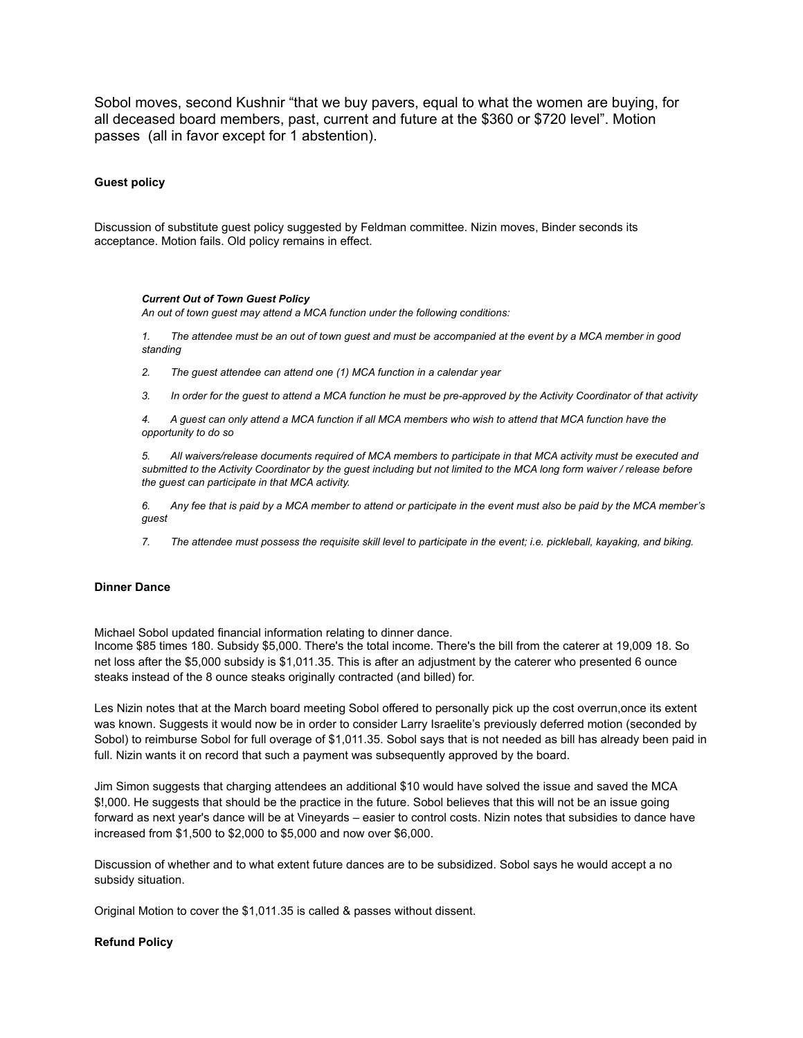Sobol moves, second Kushnir “that we buy pavers, equal to what the women are buying, for all deceased board members, past, current and future at the $360 or $720 level”. Motion passes (all in favor except for 1 abstention).

**Guest policy**

Discussion of substitute guest policy suggested by Feldman committee. Nizin moves, Binder seconds its acceptance. Motion fails. Old policy remains in effect.

> ***Current Out of Town Guest Policy***
> *An out of town guest may attend a MCA function under the following conditions:*
>
> *1. The attendee must be an out of town guest and must be accompanied at the event by a MCA member in good standing*
>
> *2. The guest attendee can attend one (1) MCA function in a calendar year*
>
> *3. In order for the guest to attend a MCA function he must be pre-approved by the Activity Coordinator of that activity*
>
> *4. A guest can only attend a MCA function if all MCA members who wish to attend that MCA function have the opportunity to do so*
>
> *5. All waivers/release documents required of MCA members to participate in that MCA activity must be executed and submitted to the Activity Coordinator by the guest including but not limited to the MCA long form waiver / release before the guest can participate in that MCA activity.*
>
> *6. Any fee that is paid by a MCA member to attend or participate in the event must also be paid by the MCA member's guest*
>
> *7. The attendee must possess the requisite skill level to participate in the event; i.e. pickleball, kayaking, and biking.*

**Dinner Dance**

Michael Sobol updated financial information relating to dinner dance.
Income $85 times 180. Subsidy $5,000. There's the total income. There's the bill from the caterer at 19,009 18. So net loss after the $5,000 subsidy is $1,011.35. This is after an adjustment by the caterer who presented 6 ounce steaks instead of the 8 ounce steaks originally contracted (and billed) for.

Les Nizin notes that at the March board meeting Sobol offered to personally pick up the cost overrun,once its extent was known. Suggests it would now be in order to consider Larry Israelite's previously deferred motion (seconded by Sobol) to reimburse Sobol for full overage of $1,011.35. Sobol says that is not needed as bill has already been paid in full. Nizin wants it on record that such a payment was subsequently approved by the board.

Jim Simon suggests that charging attendees an additional $10 would have solved the issue and saved the MCA $!,000. He suggests that should be the practice in the future. Sobol believes that this will not be an issue going forward as next year's dance will be at Vineyards – easier to control costs. Nizin notes that subsidies to dance have increased from $1,500 to $2,000 to $5,000 and now over $6,000.

Discussion of whether and to what extent future dances are to be subsidized. Sobol says he would accept a no subsidy situation.

Original Motion to cover the $1,011.35 is called & passes without dissent.

**Refund Policy**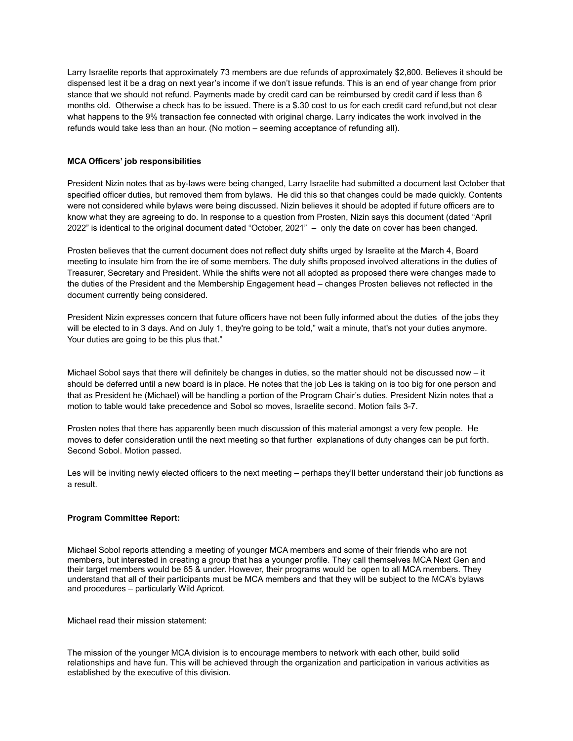Larry Israelite reports that approximately 73 members are due refunds of approximately $2,800. Believes it should be dispensed lest it be a drag on next year's income if we don't issue refunds. This is an end of year change from prior stance that we should not refund. Payments made by credit card can be reimbursed by credit card if less than 6 months old. Otherwise a check has to be issued. There is a $.30 cost to us for each credit card refund,but not clear what happens to the 9% transaction fee connected with original charge. Larry indicates the work involved in the refunds would take less than an hour. (No motion – seeming acceptance of refunding all).

**MCA Officers' job responsibilities**

President Nizin notes that as by-laws were being changed, Larry Israelite had submitted a document last October that specified officer duties, but removed them from bylaws. He did this so that changes could be made quickly. Contents were not considered while bylaws were being discussed. Nizin believes it should be adopted if future officers are to know what they are agreeing to do. In response to a question from Prosten, Nizin says this document (dated "April 2022" is identical to the original document dated "October, 2021" – only the date on cover has been changed.

Prosten believes that the current document does not reflect duty shifts urged by Israelite at the March 4, Board meeting to insulate him from the ire of some members. The duty shifts proposed involved alterations in the duties of Treasurer, Secretary and President. While the shifts were not all adopted as proposed there were changes made to the duties of the President and the Membership Engagement head – changes Prosten believes not reflected in the document currently being considered.

President Nizin expresses concern that future officers have not been fully informed about the duties of the jobs they will be elected to in 3 days. And on July 1, they're going to be told," wait a minute, that's not your duties anymore. Your duties are going to be this plus that."

Michael Sobol says that there will definitely be changes in duties, so the matter should not be discussed now – it should be deferred until a new board is in place. He notes that the job Les is taking on is too big for one person and that as President he (Michael) will be handling a portion of the Program Chair's duties. President Nizin notes that a motion to table would take precedence and Sobol so moves, Israelite second. Motion fails 3-7.

Prosten notes that there has apparently been much discussion of this material amongst a very few people. He moves to defer consideration until the next meeting so that further explanations of duty changes can be put forth. Second Sobol. Motion passed.

Les will be inviting newly elected officers to the next meeting – perhaps they'll better understand their job functions as a result.

**Program Committee Report:**

Michael Sobol reports attending a meeting of younger MCA members and some of their friends who are not members, but interested in creating a group that has a younger profile. They call themselves MCA Next Gen and their target members would be 65 & under. However, their programs would be open to all MCA members. They understand that all of their participants must be MCA members and that they will be subject to the MCA's bylaws and procedures – particularly Wild Apricot.

Michael read their mission statement:

The mission of the younger MCA division is to encourage members to network with each other, build solid relationships and have fun. This will be achieved through the organization and participation in various activities as established by the executive of this division.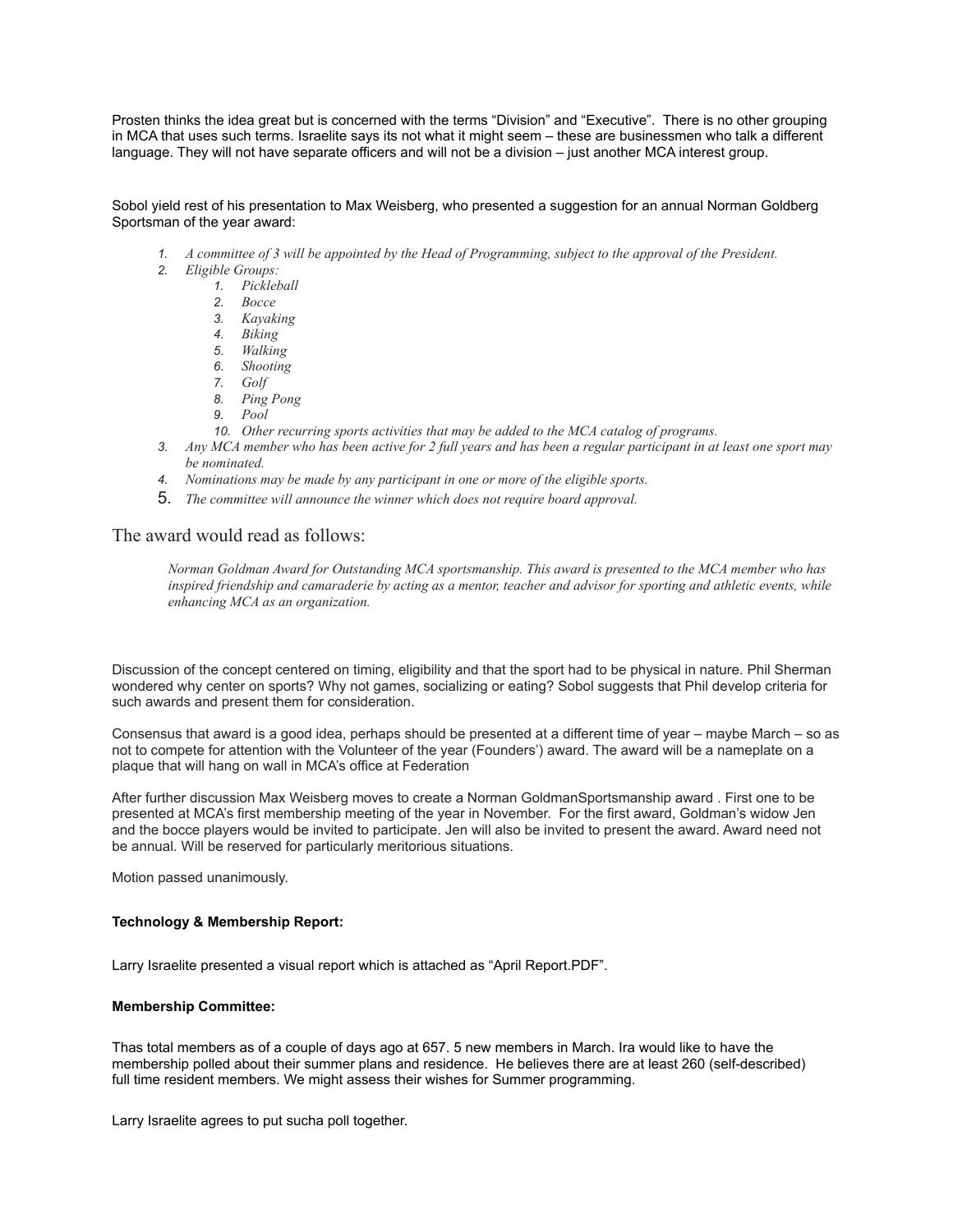Prosten thinks the idea great but is concerned with the terms “Division” and “Executive”. There is no other grouping in MCA that uses such terms. Israelite says its not what it might seem – these are businessmen who talk a different language. They will not have separate officers and will not be a division – just another MCA interest group.

Sobol yield rest of his presentation to Max Weisberg, who presented a suggestion for an annual Norman Goldberg Sportsman of the year award:

1. *A committee of 3 will be appointed by the Head of Programming, subject to the approval of the President.*
2. *Eligible Groups:*
    1. *Pickleball*
    2. *Bocce*
    3. *Kayaking*
    4. *Biking*
    5. *Walking*
    6. *Shooting*
    7. *Golf*
    8. *Ping Pong*
    9. *Pool*
    10. *Other recurring sports activities that may be added to the MCA catalog of programs.*
3. *Any MCA member who has been active for 2 full years and has been a regular participant in at least one sport may be nominated.*
4. *Nominations may be made by any participant in one or more of the eligible sports.*
5. *The committee will announce the winner which does not require board approval.*

The award would read as follows:

> *Norman Goldman Award for Outstanding MCA sportsmanship. This award is presented to the MCA member who has inspired friendship and camaraderie by acting as a mentor, teacher and advisor for sporting and athletic events, while enhancing MCA as an organization.*

Discussion of the concept centered on timing, eligibility and that the sport had to be physical in nature. Phil Sherman wondered why center on sports? Why not games, socializing or eating? Sobol suggests that Phil develop criteria for such awards and present them for consideration.

Consensus that award is a good idea, perhaps should be presented at a different time of year – maybe March – so as not to compete for attention with the Volunteer of the year (Founders’) award. The award will be a nameplate on a plaque that will hang on wall in MCA’s office at Federation

After further discussion Max Weisberg moves to create a Norman GoldmanSportsmanship award . First one to be presented at MCA’s first membership meeting of the year in November. For the first award, Goldman’s widow Jen and the bocce players would be invited to participate. Jen will also be invited to present the award. Award need not be annual. Will be reserved for particularly meritorious situations.

Motion passed unanimously.

**Technology & Membership Report:**

Larry Israelite presented a visual report which is attached as “April Report.PDF”.

**Membership Committee:**

Thas total members as of a couple of days ago at 657. 5 new members in March. Ira would like to have the membership polled about their summer plans and residence. He believes there are at least 260 (self-described) full time resident members. We might assess their wishes for Summer programming.

Larry Israelite agrees to put sucha poll together.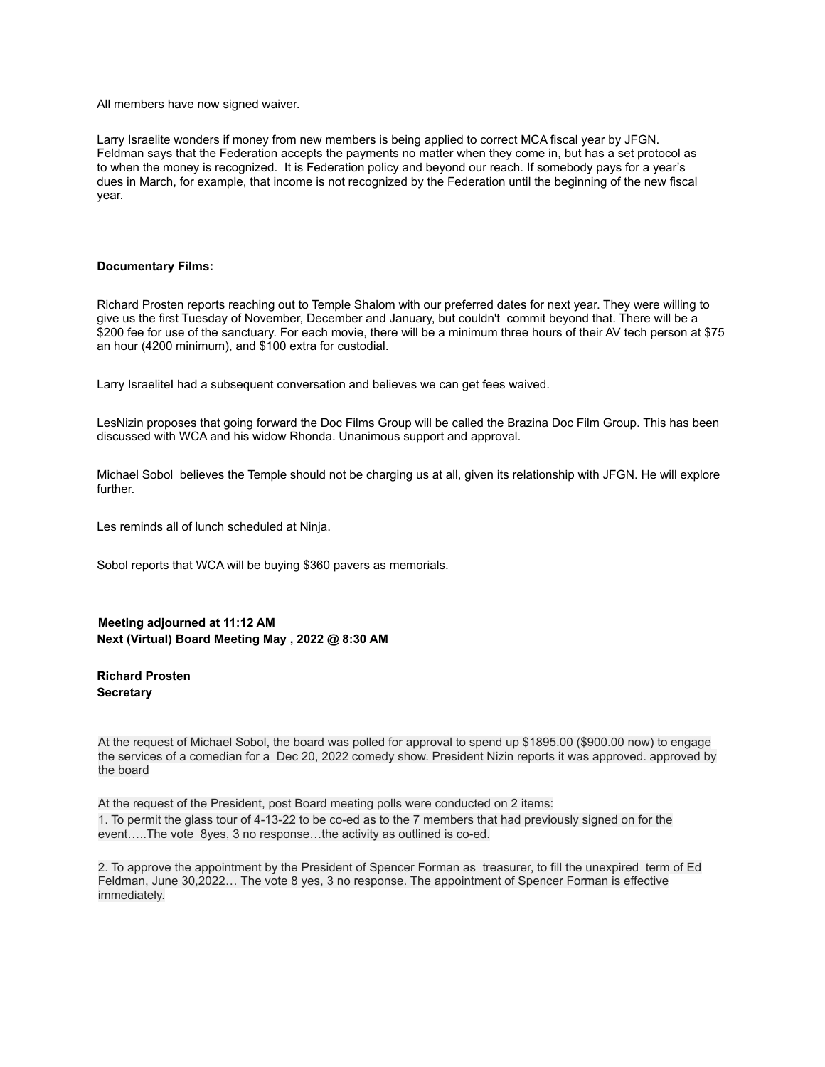All members have now signed waiver.

Larry Israelite wonders if money from new members is being applied to correct MCA fiscal year by JFGN. Feldman says that the Federation accepts the payments no matter when they come in, but has a set protocol as to when the money is recognized. It is Federation policy and beyond our reach. If somebody pays for a year's dues in March, for example, that income is not recognized by the Federation until the beginning of the new fiscal year.

**Documentary Films:**

Richard Prosten reports reaching out to Temple Shalom with our preferred dates for next year. They were willing to give us the first Tuesday of November, December and January, but couldn't commit beyond that. There will be a $200 fee for use of the sanctuary. For each movie, there will be a minimum three hours of their AV tech person at $75 an hour (4200 minimum), and $100 extra for custodial.

Larry IsraeliteI had a subsequent conversation and believes we can get fees waived.

LesNizin proposes that going forward the Doc Films Group will be called the Brazina Doc Film Group. This has been discussed with WCA and his widow Rhonda. Unanimous support and approval.

Michael Sobol believes the Temple should not be charging us at all, given its relationship with JFGN. He will explore further.

Les reminds all of lunch scheduled at Ninja.

Sobol reports that WCA will be buying $360 pavers as memorials.

**Meeting adjourned at 11:12 AM**
**Next (Virtual) Board Meeting May , 2022 @ 8:30 AM**

**Richard Prosten**
**Secretary**

At the request of Michael Sobol, the board was polled for approval to spend up $1895.00 ($900.00 now) to engage the services of a comedian for a Dec 20, 2022 comedy show. President Nizin reports it was approved. approved by the board

At the request of the President, post Board meeting polls were conducted on 2 items:

1. To permit the glass tour of 4-13-22 to be co-ed as to the 7 members that had previously signed on for the event…..The vote 8yes, 3 no response…the activity as outlined is co-ed.

2. To approve the appointment by the President of Spencer Forman as treasurer, to fill the unexpired term of Ed Feldman, June 30,2022… The vote 8 yes, 3 no response. The appointment of Spencer Forman is effective immediately.